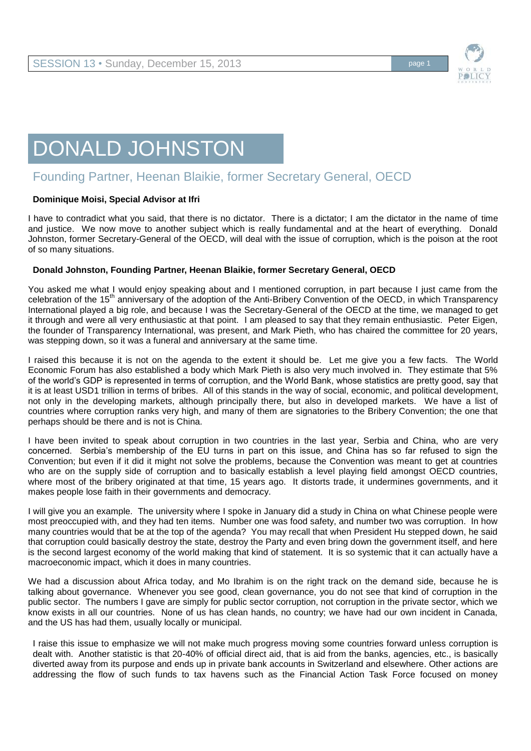# DONALD JOHNSTON

## Founding Partner, Heenan Blaikie, former Secretary General, OECD

**Dominique Moisi, Special Advisor at Ifri**

I have to contradict what you said, that there is no dictator. There is a dictator; I am the dictator in the name of time and justice. We now move to another subject which is really fundamental and at the heart of everything. Donald Johnston, former Secretary-General of the OECD, will deal with the issue of corruption, which is the poison at the root of so many situations.

**Donald Johnston, Founding Partner, Heenan Blaikie, former Secretary General, OECD**

You asked me what I would enjoy speaking about and I mentioned corruption, in part because I just came from the celebration of the 15th anniversary of the adoption of the Anti-Bribery Convention of the OECD, in which Transparency International played a big role, and because I was the Secretary-General of the OECD at the time, we managed to get it through and were all very enthusiastic at that point. I am pleased to say that they remain enthusiastic. Peter Eigen, the founder of Transparency International, was present, and Mark Pieth, who has chaired the committee for 20 years, was stepping down, so it was a funeral and anniversary at the same time.

I raised this because it is not on the agenda to the extent it should be. Let me give you a few facts. The World Economic Forum has also established a body which Mark Pieth is also very much involved in. They estimate that 5% of the world's GDP is represented in terms of corruption, and the World Bank, whose statistics are pretty good, say that it is at least USD1 trillion in terms of bribes. All of this stands in the way of social, economic, and political development, not only in the developing markets, although principally there, but also in developed markets. We have a list of countries where corruption ranks very high, and many of them are signatories to the Bribery Convention; the one that perhaps should be there and is not is China.

I have been invited to speak about corruption in two countries in the last year, Serbia and China, who are very concerned. Serbia's membership of the EU turns in part on this issue, and China has so far refused to sign the Convention; but even if it did it might not solve the problems, because the Convention was meant to get at countries who are on the supply side of corruption and to basically establish a level playing field amongst OECD countries, where most of the bribery originated at that time, 15 years ago. It distorts trade, it undermines governments, and it makes people lose faith in their governments and democracy.

I will give you an example. The university where I spoke in January did a study in China on what Chinese people were most preoccupied with, and they had ten items. Number one was food safety, and number two was corruption. In how many countries would that be at the top of the agenda? You may recall that when President Hu stepped down, he said that corruption could basically destroy the state, destroy the Party and even bring down the government itself, and here is the second largest economy of the world making that kind of statement. It is so systemic that it can actually have a macroeconomic impact, which it does in many countries.

We had a discussion about Africa today, and Mo Ibrahim is on the right track on the demand side, because he is talking about governance. Whenever you see good, clean governance, you do not see that kind of corruption in the public sector. The numbers I gave are simply for public sector corruption, not corruption in the private sector, which we know exists in all our countries. None of us has clean hands, no country; we have had our own incident in Canada, and the US has had them, usually locally or municipal.

I raise this issue to emphasize we will not make much progress moving some countries forward unless corruption is dealt with. Another statistic is that 20-40% of official direct aid, that is aid from the banks, agencies, etc., is basically diverted away from its purpose and ends up in private bank accounts in Switzerland and elsewhere. Other actions are addressing the flow of such funds to tax havens such as the Financial Action Task Force focused on money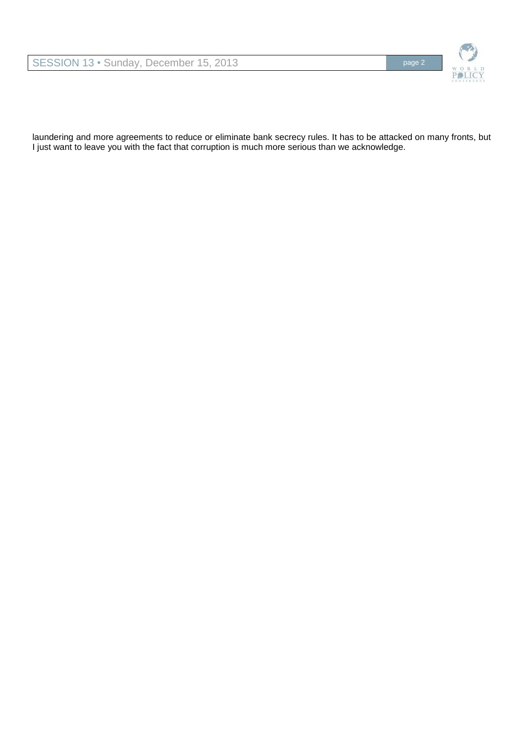laundering and more agreements to reduce or eliminate bank secrecy rules. It has to be attacked on many fronts, but I just want to leave you with the fact that corruption is much more serious than we acknowledge.